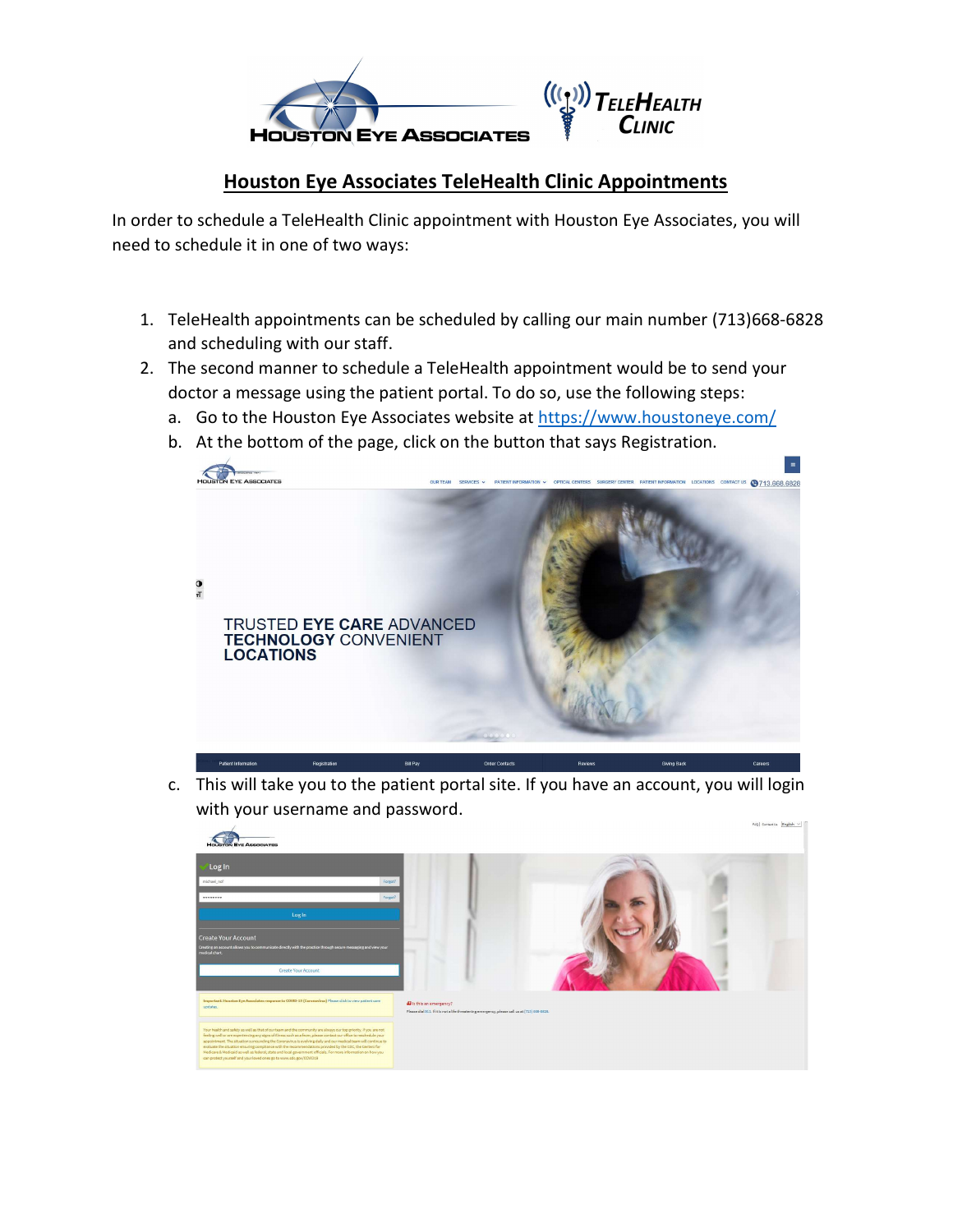# Houston Eye Associates TeleHealth Clinic Appointments

In order to schedule a TeleHealth Clinic appointment with Houston Eye Associates, you will need to schedule it in one of two ways:

1. TeleHealth appointments can be scheduled by calling our main number (713)668-6828 and scheduling with our staff.
2. The second manner to schedule a TeleHealth appointment would be to send your doctor a message using the patient portal. To do so, use the following steps:
   a. Go to the Houston Eye Associates website at https://www.houstoneye.com/
   b. At the bottom of the page, click on the button that says Registration.
   c. This will take you to the patient portal site. If you have an account, you will login with your username and password.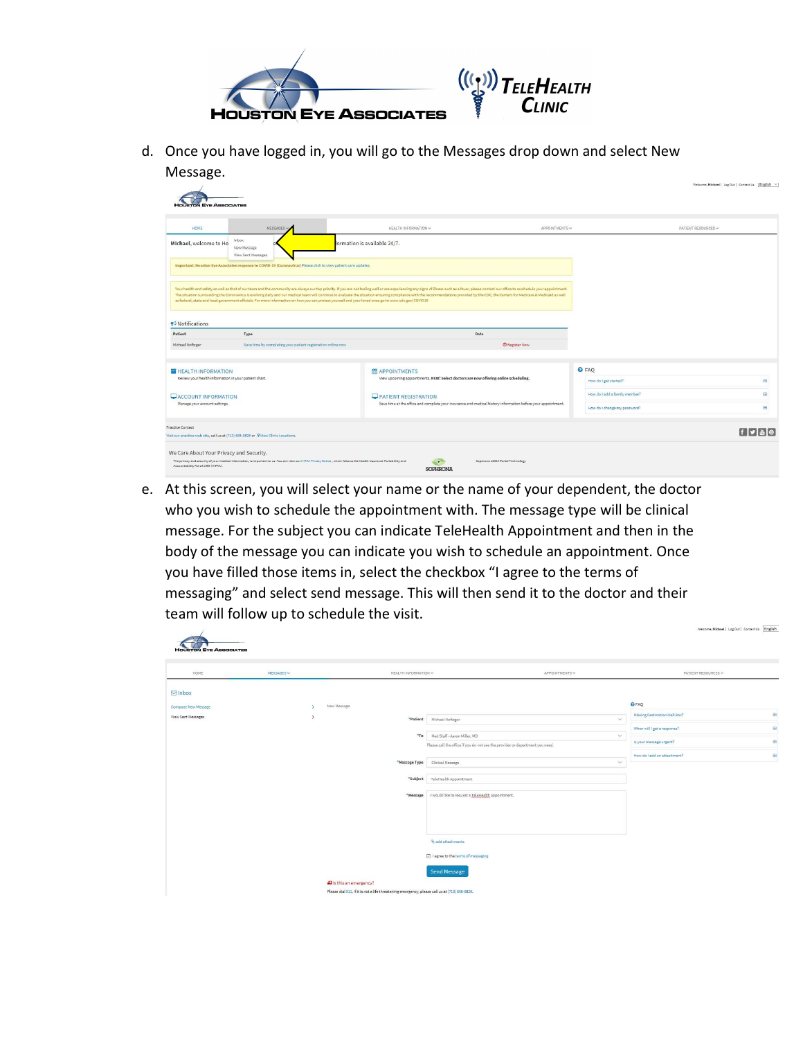d. Once you have logged in, you will go to the Messages drop down and select New Message.

e. At this screen, you will select your name or the name of your dependent, the doctor who you wish to schedule the appointment with. The message type will be clinical message. For the subject you can indicate TeleHealth Appointment and then in the body of the message you can indicate you wish to schedule an appointment. Once you have filled those items in, select the checkbox "I agree to the terms of messaging" and select send message. This will then send it to the doctor and their team will follow up to schedule the visit.